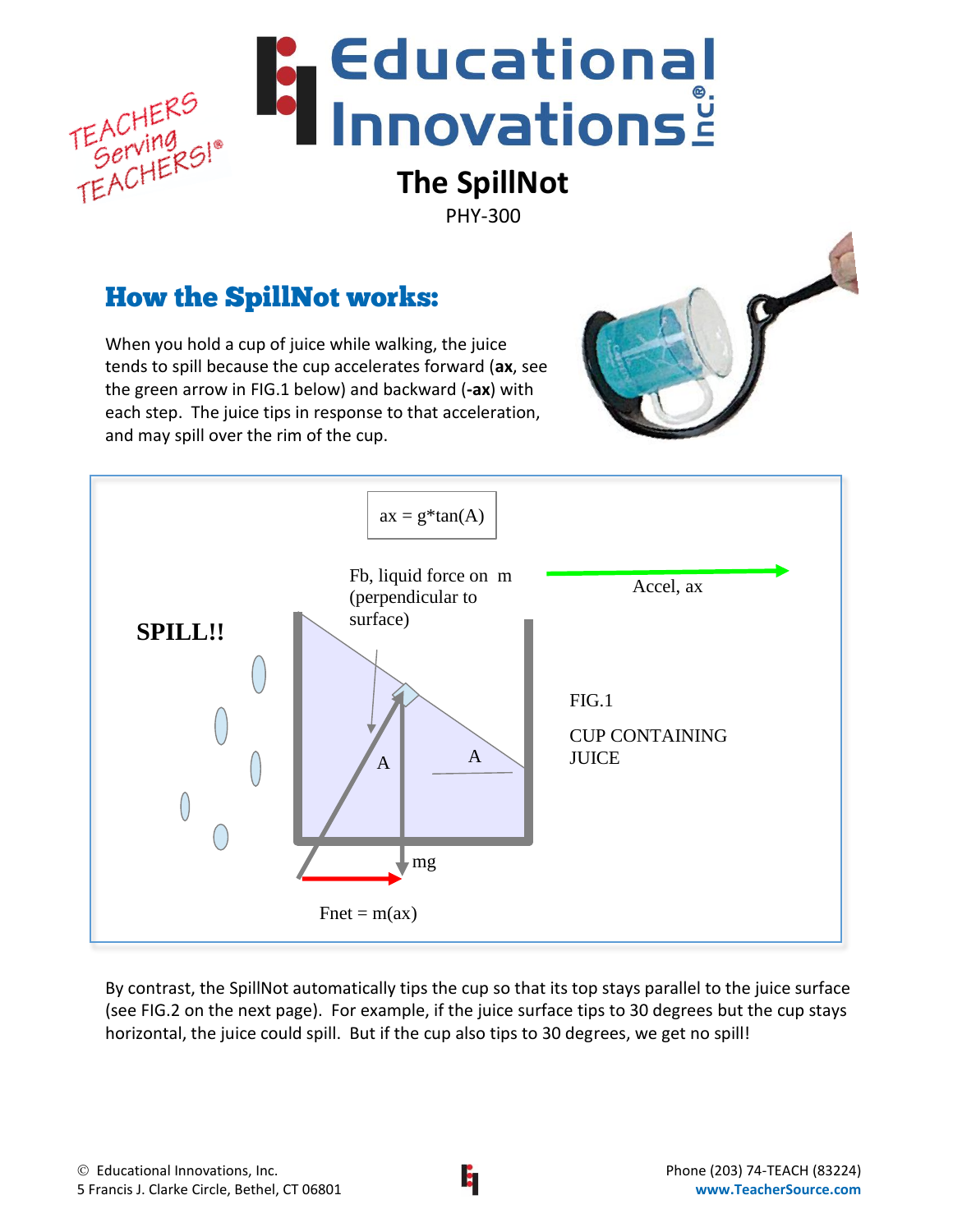# Educational Innovations Inc.

TEACHERS Serving TEACHERS!®

## The SpillNot

PHY-300

### How the SpillNot works:

When you hold a cup of juice while walking, the juice tends to spill because the cup accelerates forward (**ax**, see the green arrow in FIG.1 below) and backward (**-ax**) with each step. The juice tips in response to that acceleration, and may spill over the rim of the cup.

$$ax = g*\tan(A)$$

Fb, liquid force on m (perpendicular to surface)

Accel, ax

SPILL!!

A

A

mg

Fnet = m(ax)

FIG.1

CUP CONTAINING JUICE

By contrast, the SpillNot automatically tips the cup so that its top stays parallel to the juice surface (see FIG.2 on the next page). For example, if the juice surface tips to 30 degrees but the cup stays horizontal, the juice could spill. But if the cup also tips to 30 degrees, we get no spill!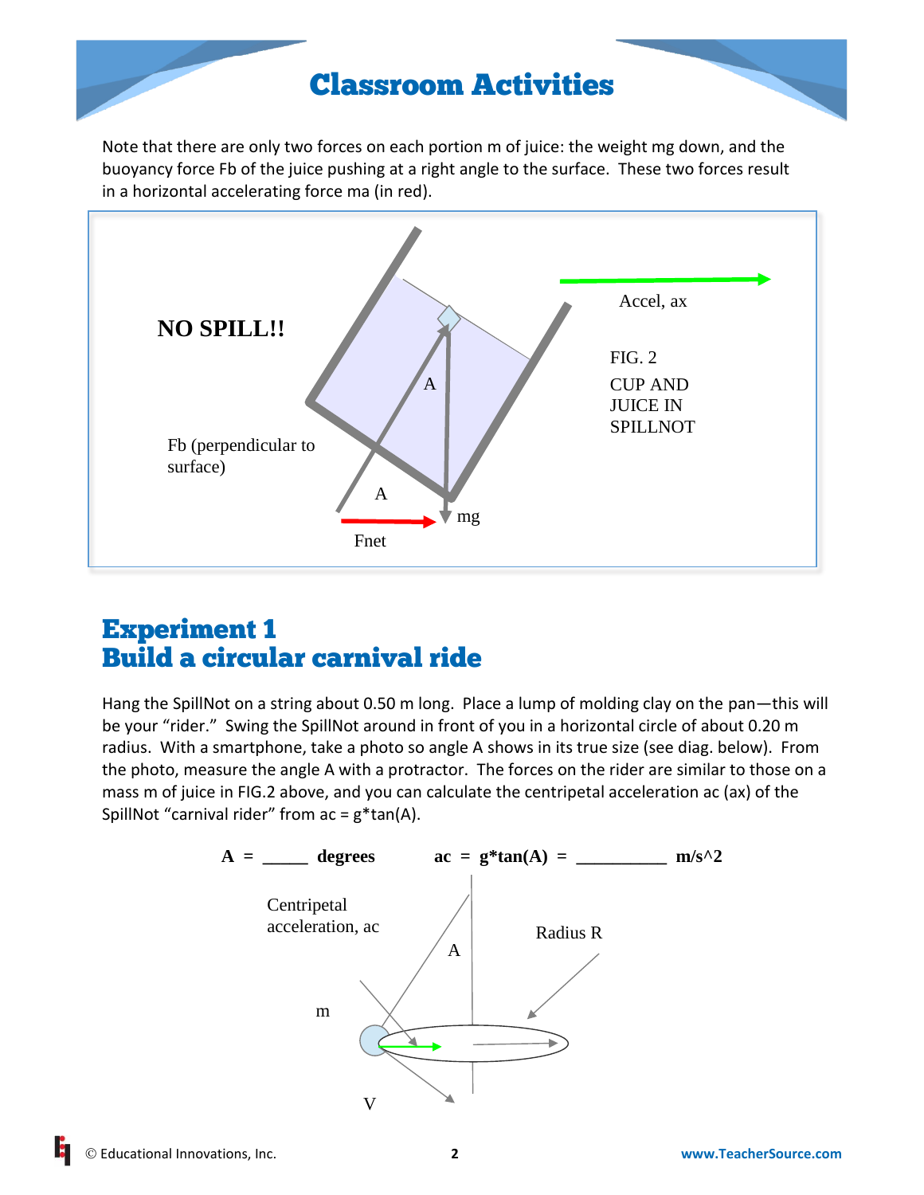# Classroom Activities

Note that there are only two forces on each portion m of juice: the weight mg down, and the buoyancy force Fb of the juice pushing at a right angle to the surface. These two forces result in a horizontal accelerating force ma (in red).

NO SPILL!!

Accel, ax

FIG. 2

CUP AND JUICE IN SPILLNOT

A

Fb (perpendicular to surface)

A

mg

Fnet

## Experiment 1
## Build a circular carnival ride

Hang the SpillNot on a string about 0.50 m long. Place a lump of molding clay on the pan—this will be your "rider." Swing the SpillNot around in front of you in a horizontal circle of about 0.20 m radius. With a smartphone, take a photo so angle A shows in its true size (see diag. below). From the photo, measure the angle A with a protractor. The forces on the rider are similar to those on a mass m of juice in FIG.2 above, and you can calculate the centripetal acceleration ac (ax) of the SpillNot "carnival rider" from ac = g*tan(A).

**A = _____ degrees** **ac = g*tan(A) = __________ m/s^2**

Centripetal acceleration, ac

A

Radius R

m

V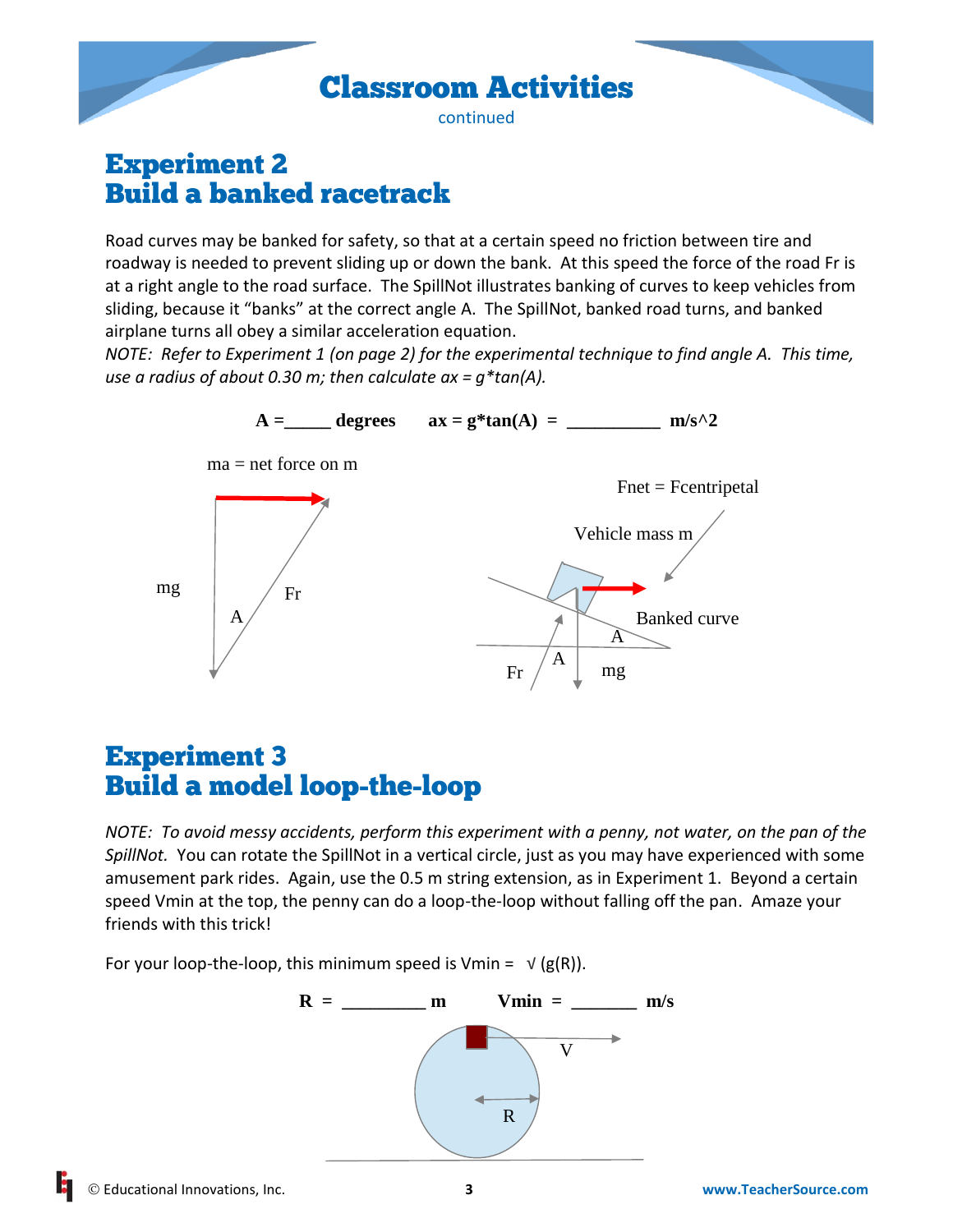## Experiment 2
## Build a banked racetrack

Road curves may be banked for safety, so that at a certain speed no friction between tire and roadway is needed to prevent sliding up or down the bank. At this speed the force of the road Fr is at a right angle to the road surface. The SpillNot illustrates banking of curves to keep vehicles from sliding, because it "banks" at the correct angle A. The SpillNot, banked road turns, and banked airplane turns all obey a similar acceleration equation.

*NOTE: Refer to Experiment 1 (on page 2) for the experimental technique to find angle A. This time, use a radius of about 0.30 m; then calculate ax = g*tan(A).*

**A =_____ degrees     ax = g*tan(A) = __________ m/s^2**

ma = net force on m

mg

A

Fr

Fnet = Fcentripetal

Vehicle mass m

Banked curve

A

A

Fr

mg

## Experiment 3
## Build a model loop-the-loop

*NOTE: To avoid messy accidents, perform this experiment with a penny, not water, on the pan of the SpillNot.* You can rotate the SpillNot in a vertical circle, just as you may have experienced with some amusement park rides. Again, use the 0.5 m string extension, as in Experiment 1. Beyond a certain speed Vmin at the top, the penny can do a loop-the-loop without falling off the pan. Amaze your friends with this trick!

For your loop-the-loop, this minimum speed is Vmin = √ (g(R)).

**R = _________ m     Vmin = _______ m/s**

V

R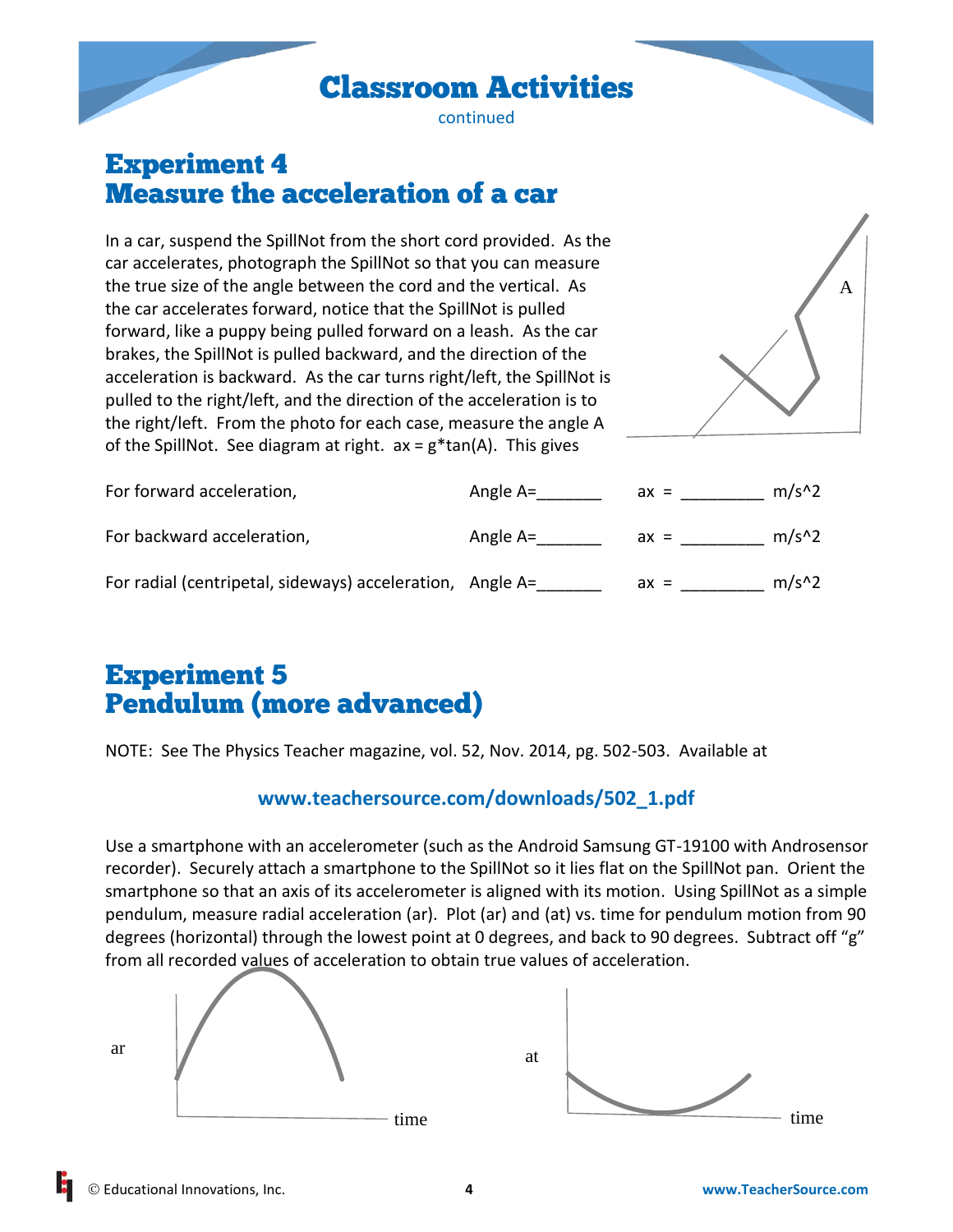# Classroom Activities

continued

## Experiment 4
## Measure the acceleration of a car

In a car, suspend the SpillNot from the short cord provided. As the car accelerates, photograph the SpillNot so that you can measure the true size of the angle between the cord and the vertical. As the car accelerates forward, notice that the SpillNot is pulled forward, like a puppy being pulled forward on a leash. As the car brakes, the SpillNot is pulled backward, and the direction of the acceleration is backward. As the car turns right/left, the SpillNot is pulled to the right/left, and the direction of the acceleration is to the right/left. From the photo for each case, measure the angle A of the SpillNot. See diagram at right. $ax = g*\tan(A)$. This gives

A

For forward acceleration, Angle A=_______ ax = _________ m/s^2

For backward acceleration, Angle A=_______ ax = _________ m/s^2

For radial (centripetal, sideways) acceleration, Angle A=_______ ax = _________ m/s^2

## Experiment 5
## Pendulum (more advanced)

NOTE: See The Physics Teacher magazine, vol. 52, Nov. 2014, pg. 502-503. Available at

**www.teachersource.com/downloads/502_1.pdf**

Use a smartphone with an accelerometer (such as the Android Samsung GT-19100 with Androsensor recorder). Securely attach a smartphone to the SpillNot so it lies flat on the SpillNot pan. Orient the smartphone so that an axis of its accelerometer is aligned with its motion. Using SpillNot as a simple pendulum, measure radial acceleration (ar). Plot (ar) and (at) vs. time for pendulum motion from 90 degrees (horizontal) through the lowest point at 0 degrees, and back to 90 degrees. Subtract off "g" from all recorded values of acceleration to obtain true values of acceleration.

ar time

at time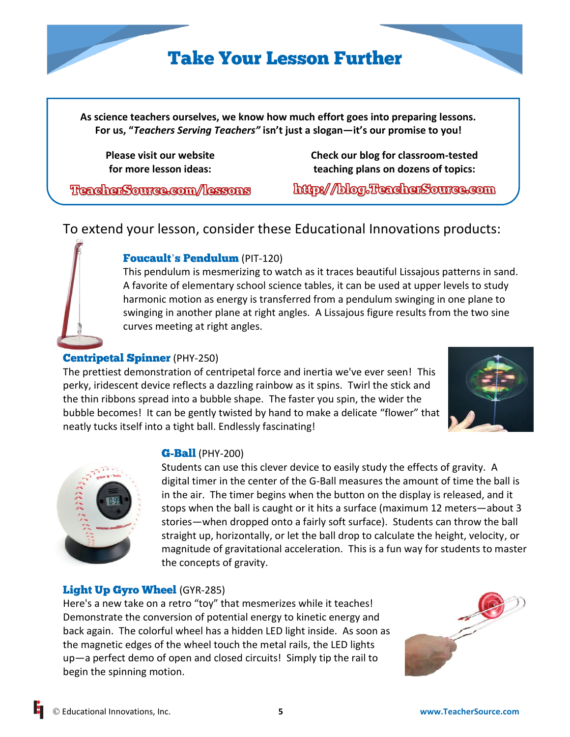# Take Your Lesson Further

**As science teachers ourselves, we know how much effort goes into preparing lessons. For us, "*Teachers Serving Teachers*" isn't just a slogan—it's our promise to you!**

**Please visit our website for more lesson ideas:**

TeacherSource.com/lessons

**Check our blog for classroom-tested teaching plans on dozens of topics:**

http://blog.TeacherSource.com

To extend your lesson, consider these Educational Innovations products:

**Foucault's Pendulum** (PIT-120)
This pendulum is mesmerizing to watch as it traces beautiful Lissajous patterns in sand. A favorite of elementary school science tables, it can be used at upper levels to study harmonic motion as energy is transferred from a pendulum swinging in one plane to swinging in another plane at right angles. A Lissajous figure results from the two sine curves meeting at right angles.

**Centripetal Spinner** (PHY-250)
The prettiest demonstration of centripetal force and inertia we've ever seen! This perky, iridescent device reflects a dazzling rainbow as it spins. Twirl the stick and the thin ribbons spread into a bubble shape. The faster you spin, the wider the bubble becomes! It can be gently twisted by hand to make a delicate "flower" that neatly tucks itself into a tight ball. Endlessly fascinating!

**G-Ball** (PHY-200)
Students can use this clever device to easily study the effects of gravity. A digital timer in the center of the G-Ball measures the amount of time the ball is in the air. The timer begins when the button on the display is released, and it stops when the ball is caught or it hits a surface (maximum 12 meters—about 3 stories—when dropped onto a fairly soft surface). Students can throw the ball straight up, horizontally, or let the ball drop to calculate the height, velocity, or magnitude of gravitational acceleration. This is a fun way for students to master the concepts of gravity.

**Light Up Gyro Wheel** (GYR-285)
Here's a new take on a retro "toy" that mesmerizes while it teaches! Demonstrate the conversion of potential energy to kinetic energy and back again. The colorful wheel has a hidden LED light inside. As soon as the magnetic edges of the wheel touch the metal rails, the LED lights up—a perfect demo of open and closed circuits! Simply tip the rail to begin the spinning motion.